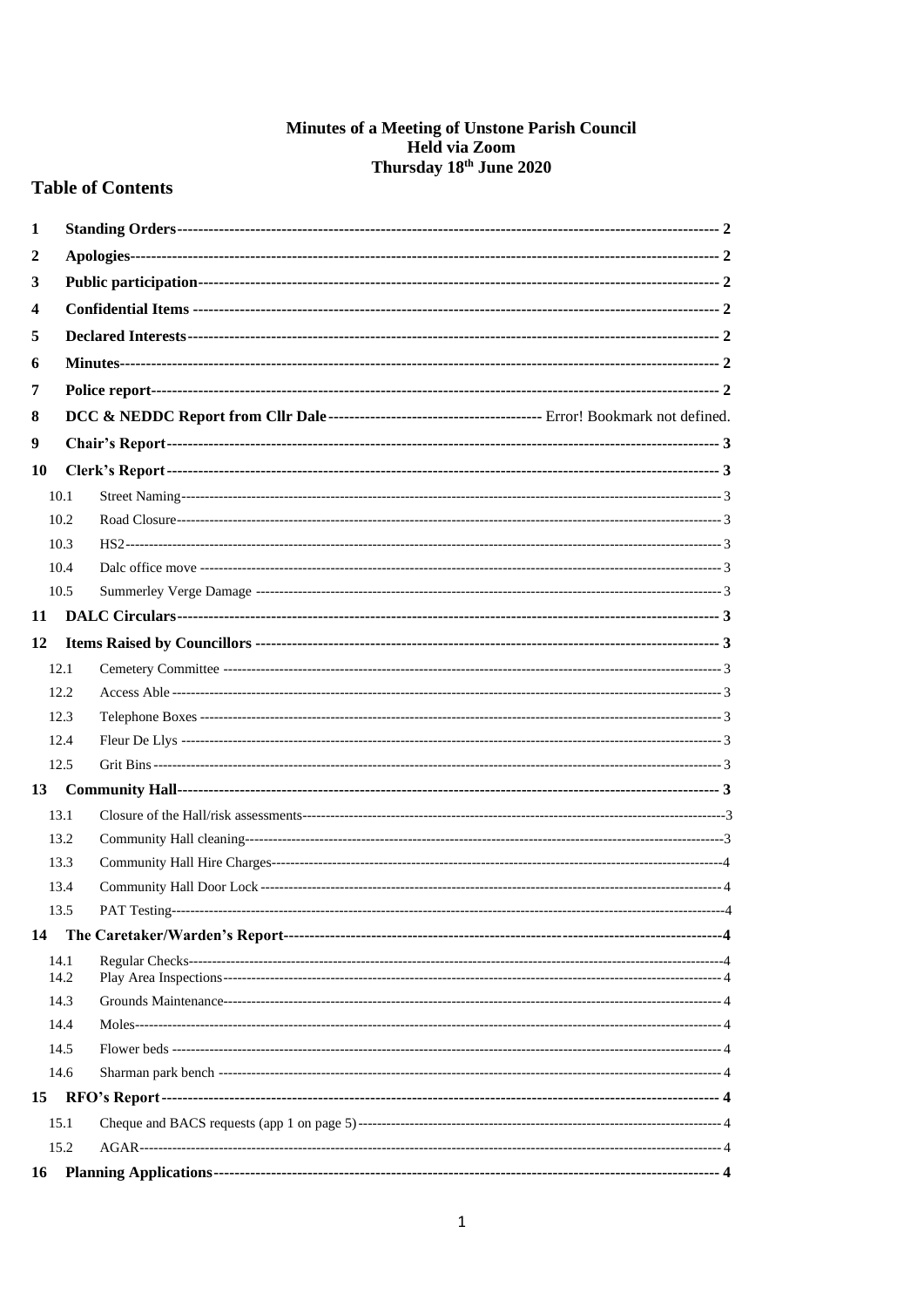# Minutes of a Meeting of Unstone Parish Council
# Held via Zoom
# Thursday 18th June 2020

## Table of Contents

| | | |
|---|---|---|
| 1 | **Standing Orders** | 2 |
| 2 | **Apologies** | 2 |
| 3 | **Public participation** | 2 |
| 4 | **Confidential Items** | 2 |
| 5 | **Declared Interests** | 2 |
| 6 | **Minutes** | 2 |
| 7 | **Police report** | 2 |
| 8 | **DCC & NEDDC Report from Cllr Dale** | Error! Bookmark not defined. |
| 9 | **Chair's Report** | 3 |
| 10 | **Clerk's Report** | 3 |
| 10.1 | Street Naming | 3 |
| 10.2 | Road Closure | 3 |
| 10.3 | HS2 | 3 |
| 10.4 | Dalc office move | 3 |
| 10.5 | Summerley Verge Damage | 3 |
| 11 | **DALC Circulars** | 3 |
| 12 | **Items Raised by Councillors** | 3 |
| 12.1 | Cemetery Committee | 3 |
| 12.2 | Access Able | 3 |
| 12.3 | Telephone Boxes | 3 |
| 12.4 | Fleur De Llys | 3 |
| 12.5 | Grit Bins | 3 |
| 13 | **Community Hall** | 3 |
| 13.1 | Closure of the Hall/risk assessments | 3 |
| 13.2 | Community Hall cleaning | 3 |
| 13.3 | Community Hall Hire Charges | 4 |
| 13.4 | Community Hall Door Lock | 4 |
| 13.5 | PAT Testing | 4 |
| 14 | **The Caretaker/Warden's Report** | 4 |
| 14.1 | Regular Checks | 4 |
| 14.2 | Play Area Inspections | 4 |
| 14.3 | Grounds Maintenance | 4 |
| 14.4 | Moles | 4 |
| 14.5 | Flower beds | 4 |
| 14.6 | Sharman park bench | 4 |
| 15 | **RFO's Report** | 4 |
| 15.1 | Cheque and BACS requests (app 1 on page 5) | 4 |
| 15.2 | AGAR | 4 |
| 16 | **Planning Applications** | 4 |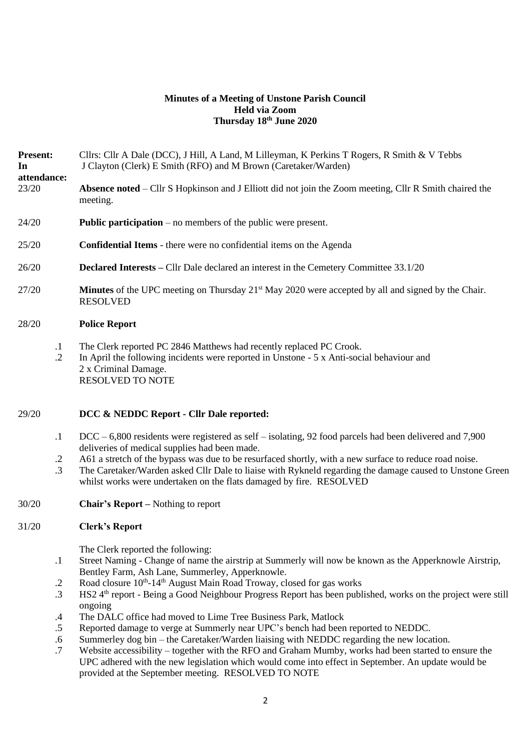**Minutes of a Meeting of Unstone Parish Council**
**Held via Zoom**
**Thursday 18th June 2020**

**Present:** Cllrs: Cllr A Dale (DCC), J Hill, A Land, M Lilleyman, K Perkins T Rogers, R Smith & V Tebbs

**In attendance:** J Clayton (Clerk) E Smith (RFO) and M Brown (Caretaker/Warden)

23/20 **Absence noted** – Cllr S Hopkinson and J Elliott did not join the Zoom meeting, Cllr R Smith chaired the meeting.

24/20 **Public participation** – no members of the public were present.

25/20 **Confidential Items** - there were no confidential items on the Agenda

26/20 **Declared Interests –** Cllr Dale declared an interest in the Cemetery Committee 33.1/20

27/20 **Minutes** of the UPC meeting on Thursday 21st May 2020 were accepted by all and signed by the Chair. RESOLVED

28/20 **Police Report**

.1 The Clerk reported PC 2846 Matthews had recently replaced PC Crook.

.2 In April the following incidents were reported in Unstone - 5 x Anti-social behaviour and 2 x Criminal Damage.
RESOLVED TO NOTE

29/20 **DCC & NEDDC Report - Cllr Dale reported:**

.1 DCC – 6,800 residents were registered as self – isolating, 92 food parcels had been delivered and 7,900 deliveries of medical supplies had been made.

.2 A61 a stretch of the bypass was due to be resurfaced shortly, with a new surface to reduce road noise.

.3 The Caretaker/Warden asked Cllr Dale to liaise with Rykneld regarding the damage caused to Unstone Green whilst works were undertaken on the flats damaged by fire. RESOLVED

30/20 **Chair's Report –** Nothing to report

31/20 **Clerk's Report**

The Clerk reported the following:

.1 Street Naming - Change of name the airstrip at Summerly will now be known as the Apperknowle Airstrip, Bentley Farm, Ash Lane, Summerley, Apperknowle.

.2 Road closure 10th-14th August Main Road Troway, closed for gas works

.3 HS2 4th report - Being a Good Neighbour Progress Report has been published, works on the project were still ongoing

.4 The DALC office had moved to Lime Tree Business Park, Matlock

.5 Reported damage to verge at Summerly near UPC's bench had been reported to NEDDC.

.6 Summerley dog bin – the Caretaker/Warden liaising with NEDDC regarding the new location.

.7 Website accessibility – together with the RFO and Graham Mumby, works had been started to ensure the UPC adhered with the new legislation which would come into effect in September. An update would be provided at the September meeting. RESOLVED TO NOTE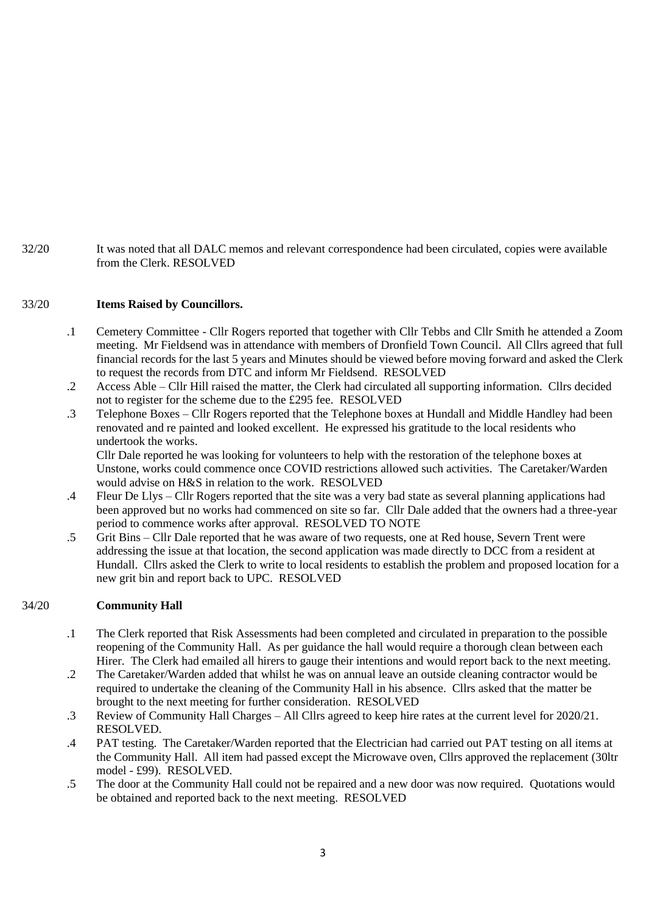32/20 It was noted that all DALC memos and relevant correspondence had been circulated, copies were available from the Clerk. RESOLVED

33/20 **Items Raised by Councillors.**

.1 Cemetery Committee - Cllr Rogers reported that together with Cllr Tebbs and Cllr Smith he attended a Zoom meeting. Mr Fieldsend was in attendance with members of Dronfield Town Council. All Cllrs agreed that full financial records for the last 5 years and Minutes should be viewed before moving forward and asked the Clerk to request the records from DTC and inform Mr Fieldsend. RESOLVED

.2 Access Able – Cllr Hill raised the matter, the Clerk had circulated all supporting information. Cllrs decided not to register for the scheme due to the £295 fee. RESOLVED

.3 Telephone Boxes – Cllr Rogers reported that the Telephone boxes at Hundall and Middle Handley had been renovated and re painted and looked excellent. He expressed his gratitude to the local residents who undertook the works.
Cllr Dale reported he was looking for volunteers to help with the restoration of the telephone boxes at Unstone, works could commence once COVID restrictions allowed such activities. The Caretaker/Warden would advise on H&S in relation to the work. RESOLVED

.4 Fleur De Llys – Cllr Rogers reported that the site was a very bad state as several planning applications had been approved but no works had commenced on site so far. Cllr Dale added that the owners had a three-year period to commence works after approval. RESOLVED TO NOTE

.5 Grit Bins – Cllr Dale reported that he was aware of two requests, one at Red house, Severn Trent were addressing the issue at that location, the second application was made directly to DCC from a resident at Hundall. Cllrs asked the Clerk to write to local residents to establish the problem and proposed location for a new grit bin and report back to UPC. RESOLVED

34/20 **Community Hall**

.1 The Clerk reported that Risk Assessments had been completed and circulated in preparation to the possible reopening of the Community Hall. As per guidance the hall would require a thorough clean between each Hirer. The Clerk had emailed all hirers to gauge their intentions and would report back to the next meeting.

.2 The Caretaker/Warden added that whilst he was on annual leave an outside cleaning contractor would be required to undertake the cleaning of the Community Hall in his absence. Cllrs asked that the matter be brought to the next meeting for further consideration. RESOLVED

.3 Review of Community Hall Charges – All Cllrs agreed to keep hire rates at the current level for 2020/21. RESOLVED.

.4 PAT testing. The Caretaker/Warden reported that the Electrician had carried out PAT testing on all items at the Community Hall. All item had passed except the Microwave oven, Cllrs approved the replacement (30ltr model - £99). RESOLVED.

.5 The door at the Community Hall could not be repaired and a new door was now required. Quotations would be obtained and reported back to the next meeting. RESOLVED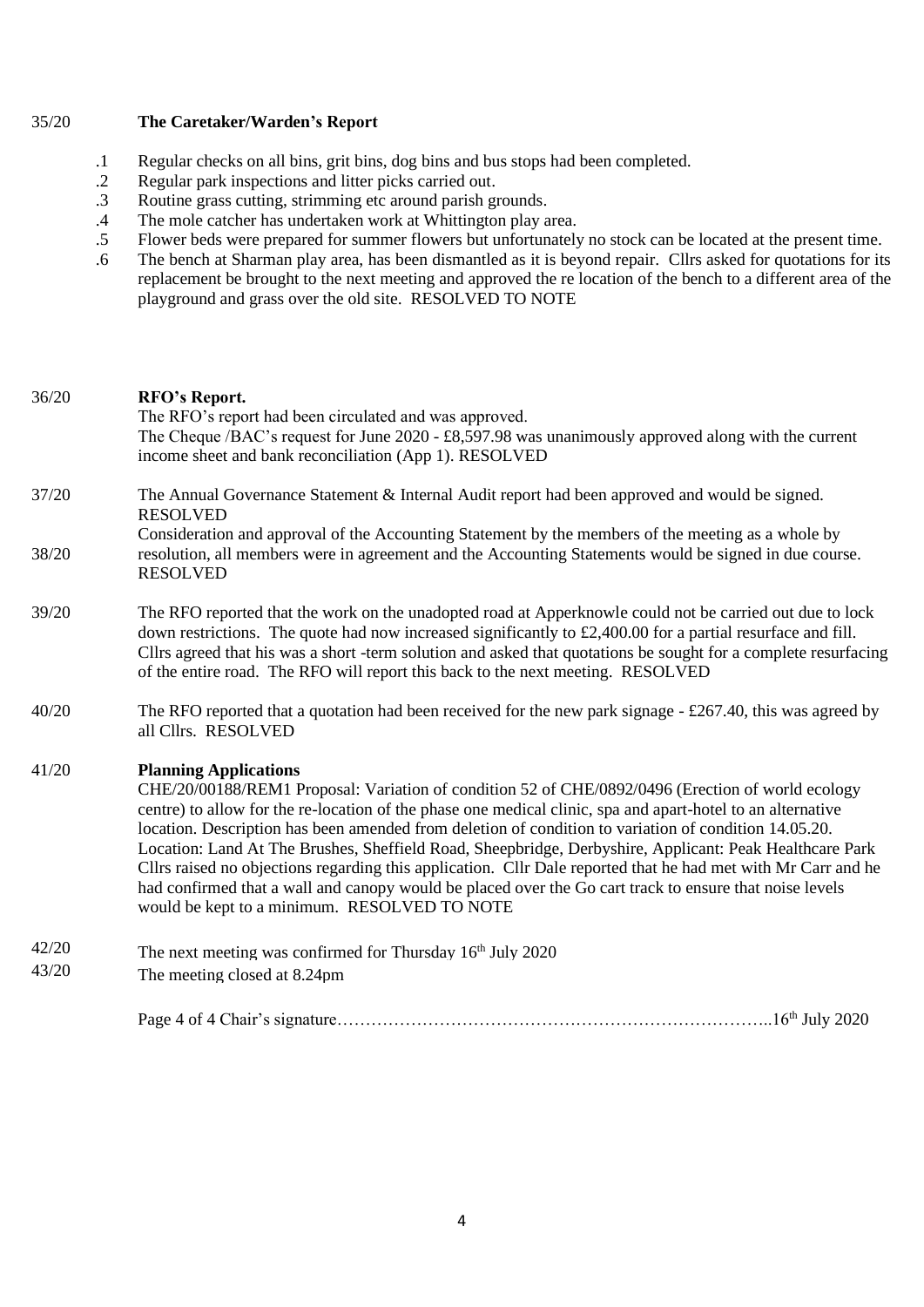35/20 **The Caretaker/Warden's Report**

.1 Regular checks on all bins, grit bins, dog bins and bus stops had been completed.
.2 Regular park inspections and litter picks carried out.
.3 Routine grass cutting, strimming etc around parish grounds.
.4 The mole catcher has undertaken work at Whittington play area.
.5 Flower beds were prepared for summer flowers but unfortunately no stock can be located at the present time.
.6 The bench at Sharman play area, has been dismantled as it is beyond repair. Cllrs asked for quotations for its replacement be brought to the next meeting and approved the re location of the bench to a different area of the playground and grass over the old site. RESOLVED TO NOTE

36/20 **RFO's Report.**
The RFO's report had been circulated and was approved.
The Cheque /BAC's request for June 2020 - £8,597.98 was unanimously approved along with the current income sheet and bank reconciliation (App 1). RESOLVED

37/20 The Annual Governance Statement & Internal Audit report had been approved and would be signed. RESOLVED

38/20 Consideration and approval of the Accounting Statement by the members of the meeting as a whole by resolution, all members were in agreement and the Accounting Statements would be signed in due course. RESOLVED

39/20 The RFO reported that the work on the unadopted road at Apperknowle could not be carried out due to lock down restrictions. The quote had now increased significantly to £2,400.00 for a partial resurface and fill. Cllrs agreed that his was a short -term solution and asked that quotations be sought for a complete resurfacing of the entire road. The RFO will report this back to the next meeting. RESOLVED

40/20 The RFO reported that a quotation had been received for the new park signage - £267.40, this was agreed by all Cllrs. RESOLVED

41/20 **Planning Applications**
CHE/20/00188/REM1 Proposal: Variation of condition 52 of CHE/0892/0496 (Erection of world ecology centre) to allow for the re-location of the phase one medical clinic, spa and apart-hotel to an alternative location. Description has been amended from deletion of condition to variation of condition 14.05.20. Location: Land At The Brushes, Sheffield Road, Sheepbridge, Derbyshire, Applicant: Peak Healthcare Park
Cllrs raised no objections regarding this application. Cllr Dale reported that he had met with Mr Carr and he had confirmed that a wall and canopy would be placed over the Go cart track to ensure that noise levels would be kept to a minimum. RESOLVED TO NOTE

42/20 The next meeting was confirmed for Thursday 16th July 2020

43/20 The meeting closed at 8.24pm

Page 4 of 4 Chair's signature…………………………………………………………………..16th July 2020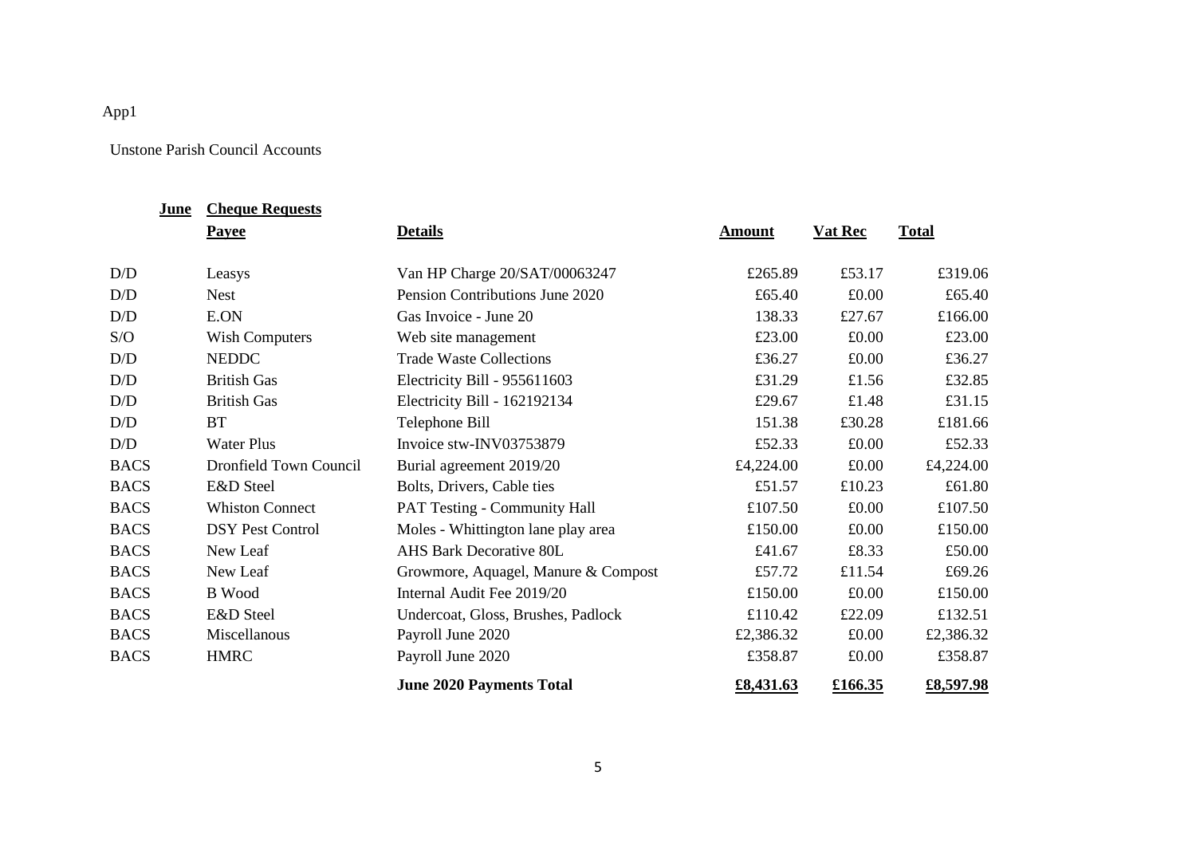App1

Unstone Parish Council Accounts

| June | Cheque Requests | | | | |
|---|---|---|---|---|---|
| | **Payee** | **Details** | **Amount** | **Vat Rec** | **Total** |
| D/D | Leasys | Van HP Charge 20/SAT/00063247 | £265.89 | £53.17 | £319.06 |
| D/D | Nest | Pension Contributions June 2020 | £65.40 | £0.00 | £65.40 |
| D/D | E.ON | Gas Invoice - June 20 | 138.33 | £27.67 | £166.00 |
| S/O | Wish Computers | Web site management | £23.00 | £0.00 | £23.00 |
| D/D | NEDDC | Trade Waste Collections | £36.27 | £0.00 | £36.27 |
| D/D | British Gas | Electricity Bill - 955611603 | £31.29 | £1.56 | £32.85 |
| D/D | British Gas | Electricity Bill - 162192134 | £29.67 | £1.48 | £31.15 |
| D/D | BT | Telephone Bill | 151.38 | £30.28 | £181.66 |
| D/D | Water Plus | Invoice stw-INV03753879 | £52.33 | £0.00 | £52.33 |
| BACS | Dronfield Town Council | Burial agreement 2019/20 | £4,224.00 | £0.00 | £4,224.00 |
| BACS | E&D Steel | Bolts, Drivers, Cable ties | £51.57 | £10.23 | £61.80 |
| BACS | Whiston Connect | PAT Testing - Community Hall | £107.50 | £0.00 | £107.50 |
| BACS | DSY Pest Control | Moles - Whittington lane play area | £150.00 | £0.00 | £150.00 |
| BACS | New Leaf | AHS Bark Decorative 80L | £41.67 | £8.33 | £50.00 |
| BACS | New Leaf | Growmore, Aquagel, Manure & Compost | £57.72 | £11.54 | £69.26 |
| BACS | B Wood | Internal Audit Fee 2019/20 | £150.00 | £0.00 | £150.00 |
| BACS | E&D Steel | Undercoat, Gloss, Brushes, Padlock | £110.42 | £22.09 | £132.51 |
| BACS | Miscellanous | Payroll June 2020 | £2,386.32 | £0.00 | £2,386.32 |
| BACS | HMRC | Payroll June 2020 | £358.87 | £0.00 | £358.87 |
| | | **June 2020 Payments Total** | **£8,431.63** | **£166.35** | **£8,597.98** |